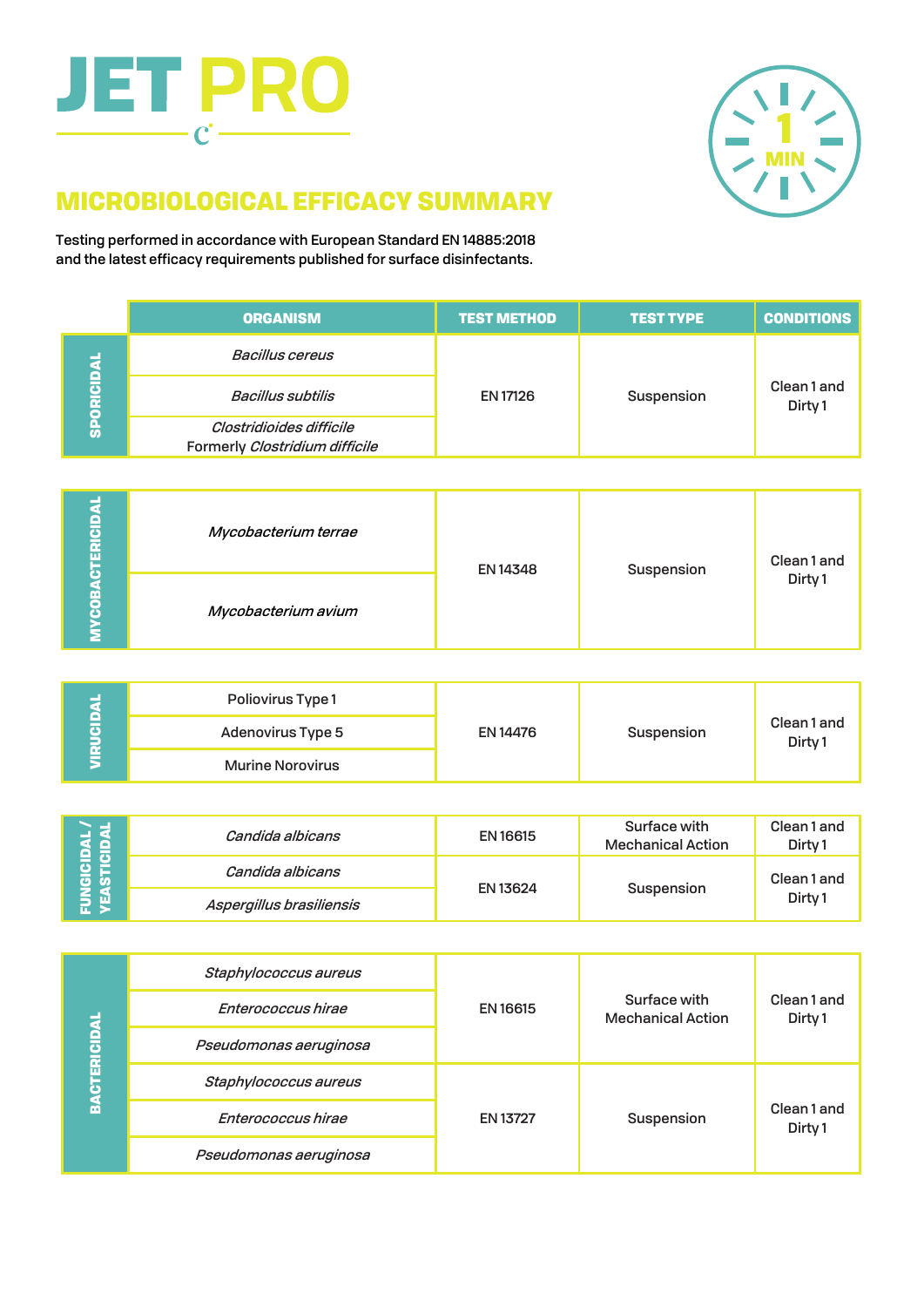# JET PRO

1 MIN

## MICROBIOLOGICAL EFFICACY SUMMARY

Testing performed in accordance with European Standard EN 14885:2018 and the latest efficacy requirements published for surface disinfectants.

| | ORGANISM | TEST METHOD | TEST TYPE | CONDITIONS |
|---|---|---|---|---|
| SPORICIDAL | *Bacillus cereus* | EN 17126 | Suspension | Clean 1 and Dirty 1 |
| | *Bacillus subtilis* | | | |
| | *Clostridioides difficile* Formerly *Clostridium difficile* | | | |
| MYCOBACTERICIDAL | *Mycobacterium terrae* | EN 14348 | Suspension | Clean 1 and Dirty 1 |
| | *Mycobacterium avium* | | | |
| VIRUCIDAL | Poliovirus Type 1 | EN 14476 | Suspension | Clean 1 and Dirty 1 |
| | Adenovirus Type 5 | | | |
| | Murine Norovirus | | | |
| FUNGICIDAL / YEASTICIDAL | *Candida albicans* | EN 16615 | Surface with Mechanical Action | Clean 1 and Dirty 1 |
| | *Candida albicans* | EN 13624 | Suspension | Clean 1 and Dirty 1 |
| | *Aspergillus brasiliensis* | | | |
| BACTERICIDAL | *Staphylococcus aureus* | EN 16615 | Surface with Mechanical Action | Clean 1 and Dirty 1 |
| | *Enterococcus hirae* | | | |
| | *Pseudomonas aeruginosa* | | | |
| | *Staphylococcus aureus* | EN 13727 | Suspension | Clean 1 and Dirty 1 |
| | *Enterococcus hirae* | | | |
| | *Pseudomonas aeruginosa* | | | |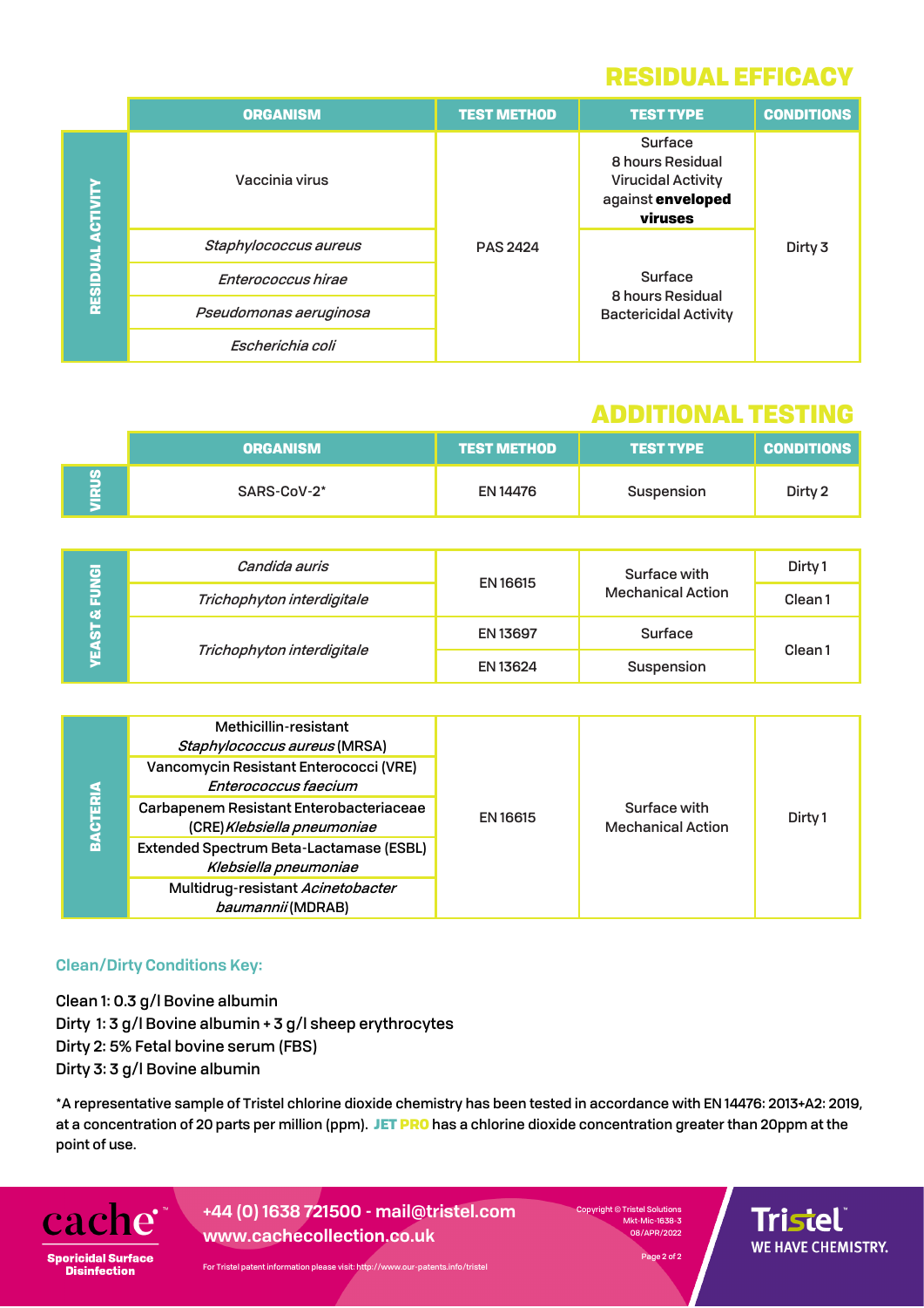## RESIDUAL EFFICACY

| | ORGANISM | TEST METHOD | TEST TYPE | CONDITIONS |
|---|---|---|---|---|
| RESIDUAL ACTIVITY | Vaccinia virus | PAS 2424 | Surface 8 hours Residual Virucidal Activity against **enveloped viruses** | Dirty 3 |
| | *Staphylococcus aureus* | | Surface 8 hours Residual Bactericidal Activity | |
| | *Enterococcus hirae* | | | |
| | *Pseudomonas aeruginosa* | | | |
| | *Escherichia coli* | | | |

## ADDITIONAL TESTING

| | ORGANISM | TEST METHOD | TEST TYPE | CONDITIONS |
|---|---|---|---|---|
| VIRUS | SARS-CoV-2* | EN 14476 | Suspension | Dirty 2 |
| YEAST & FUNGI | *Candida auris* | EN 16615 | Surface with Mechanical Action | Dirty 1 |
| | *Trichophyton interdigitale* | | | Clean 1 |
| | *Trichophyton interdigitale* | EN 13697 | Surface | Clean 1 |
| | | EN 13624 | Suspension | |
| BACTERIA | Methicillin-resistant *Staphylococcus aureus* (MRSA) | EN 16615 | Surface with Mechanical Action | Dirty 1 |
| | Vancomycin Resistant Enterococci (VRE) *Enterococcus faecium* | | | |
| | Carbapenem Resistant Enterobacteriaceae (CRE) *Klebsiella pneumoniae* | | | |
| | Extended Spectrum Beta-Lactamase (ESBL) *Klebsiella pneumoniae* | | | |
| | Multidrug-resistant *Acinetobacter baumannii* (MDRAB) | | | |

### Clean/Dirty Conditions Key:

**Clean 1: 0.3 g/l Bovine albumin**
**Dirty 1: 3 g/l Bovine albumin + 3 g/l sheep erythrocytes**
**Dirty 2: 5% Fetal bovine serum (FBS)**
**Dirty 3: 3 g/l Bovine albumin**

**\*A representative sample of Tristel chlorine dioxide chemistry has been tested in accordance with EN 14476: 2013+A2: 2019, at a concentration of 20 parts per million (ppm). JET PRO has a chlorine dioxide concentration greater than 20ppm at the point of use.**

cache™ Sporicidal Surface Disinfection

**+44 (0) 1638 721500 - mail@tristel.com**
**www.cachecollection.co.uk**

For Tristel patent information please visit: http://www.our-patents.info/tristel

Copyright © Tristel Solutions
Mkt-Mic-1638-3
08/APR/2022

Tristel™ WE HAVE CHEMISTRY.